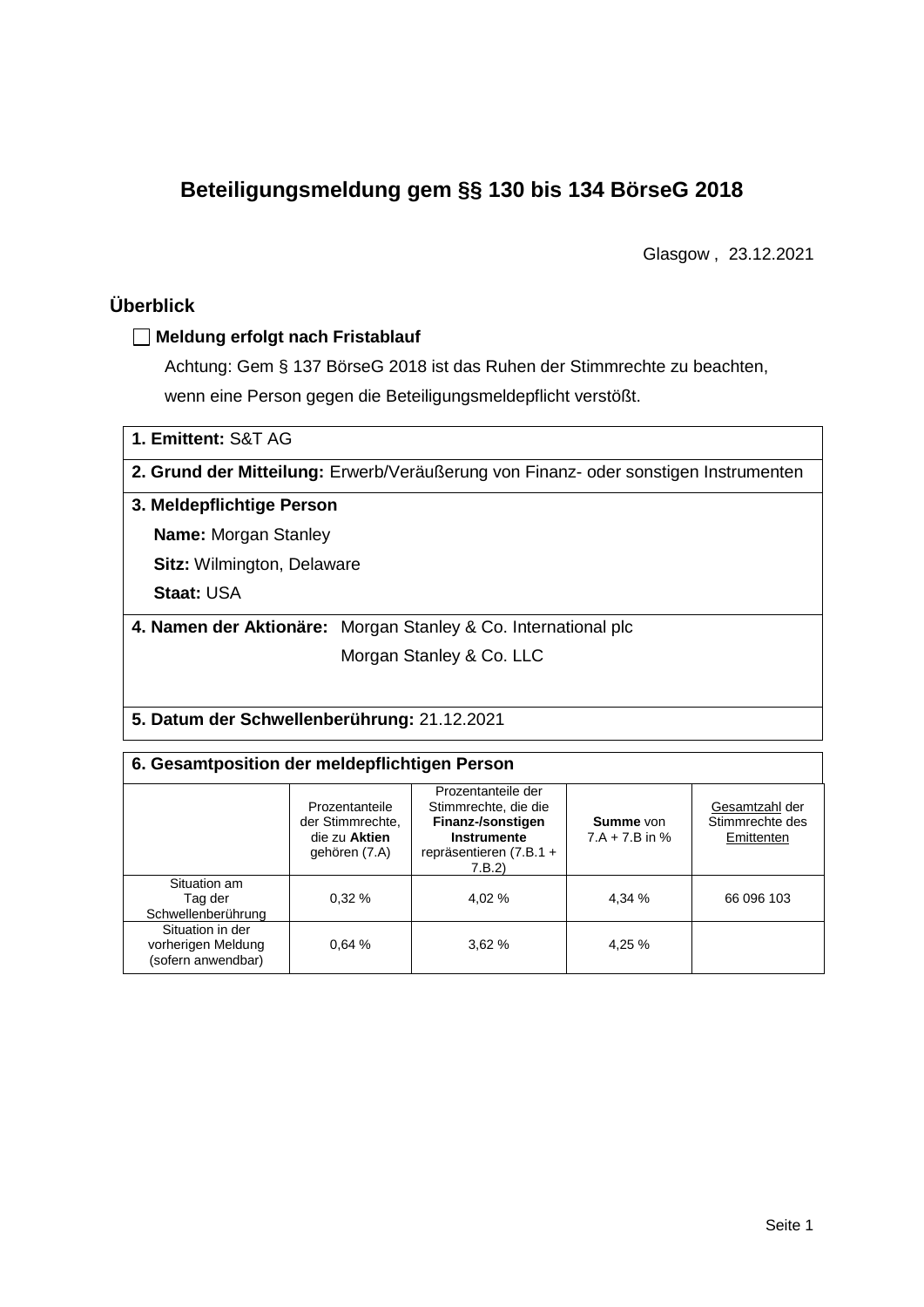# Beteiligungsmeldung gem §§ 130 bis 134 BörseG 2018

Glasgow , 23.12.2021

## Überblick

☐ **Meldung erfolgt nach Fristablauf**

Achtung: Gem § 137 BörseG 2018 ist das Ruhen der Stimmrechte zu beachten, wenn eine Person gegen die Beteiligungsmeldepflicht verstößt.

**1. Emittent:** S&T AG

**2. Grund der Mitteilung:** Erwerb/Veräußerung von Finanz- oder sonstigen Instrumenten

**3. Meldepflichtige Person**

**Name:** Morgan Stanley

**Sitz:** Wilmington, Delaware

**Staat:** USA

**4. Namen der Aktionäre:** Morgan Stanley & Co. International plc
Morgan Stanley & Co. LLC

**5. Datum der Schwellenberührung:** 21.12.2021

**6. Gesamtposition der meldepflichtigen Person**

| | Prozentanteile der Stimmrechte, die zu **Aktien** gehören (7.A) | Prozentanteile der Stimmrechte, die die **Finanz-/sonstigen Instrumente** repräsentieren (7.B.1 + 7.B.2) | **Summe** von 7.A + 7.B in % | Gesamtzahl der Stimmrechte des Emittenten |
|---|---|---|---|---|
| Situation am Tag der Schwellenberührung | 0,32 % | 4,02 % | 4,34 % | 66 096 103 |
| Situation in der vorherigen Meldung (sofern anwendbar) | 0,64 % | 3,62 % | 4,25 % | |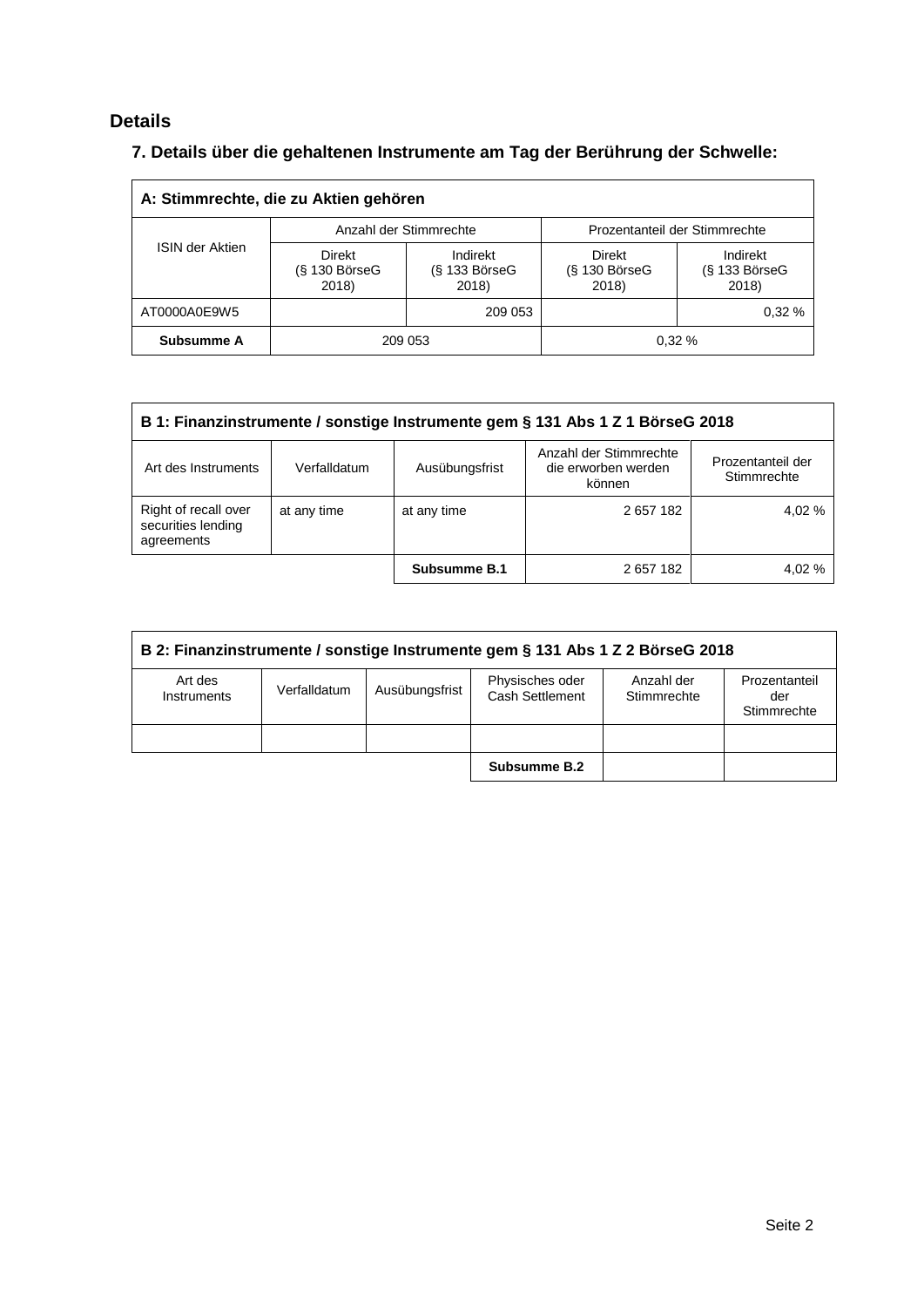## Details

### 7. Details über die gehaltenen Instrumente am Tag der Berührung der Schwelle:

| A: Stimmrechte, die zu Aktien gehören | | | | |
|---|---|---|---|---|
| ISIN der Aktien | Anzahl der Stimmrechte | | Prozentanteil der Stimmrechte | |
| | Direkt (§ 130 BörseG 2018) | Indirekt (§ 133 BörseG 2018) | Direkt (§ 130 BörseG 2018) | Indirekt (§ 133 BörseG 2018) |
| AT0000A0E9W5 | | 209 053 | | 0,32 % |
| **Subsumme A** | 209 053 | | 0,32 % | |

| B 1: Finanzinstrumente / sonstige Instrumente gem § 131 Abs 1 Z 1 BörseG 2018 | | | | |
|---|---|---|---|---|
| Art des Instruments | Verfalldatum | Ausübungsfrist | Anzahl der Stimmrechte die erworben werden können | Prozentanteil der Stimmrechte |
| Right of recall over securities lending agreements | at any time | at any time | 2 657 182 | 4,02 % |
| | | **Subsumme B.1** | 2 657 182 | 4,02 % |

| B 2: Finanzinstrumente / sonstige Instrumente gem § 131 Abs 1 Z 2 BörseG 2018 | | | | | |
|---|---|---|---|---|---|
| Art des Instruments | Verfalldatum | Ausübungsfrist | Physisches oder Cash Settlement | Anzahl der Stimmrechte | Prozentanteil der Stimmrechte |
| | | | | | |
| | | | **Subsumme B.2** | | |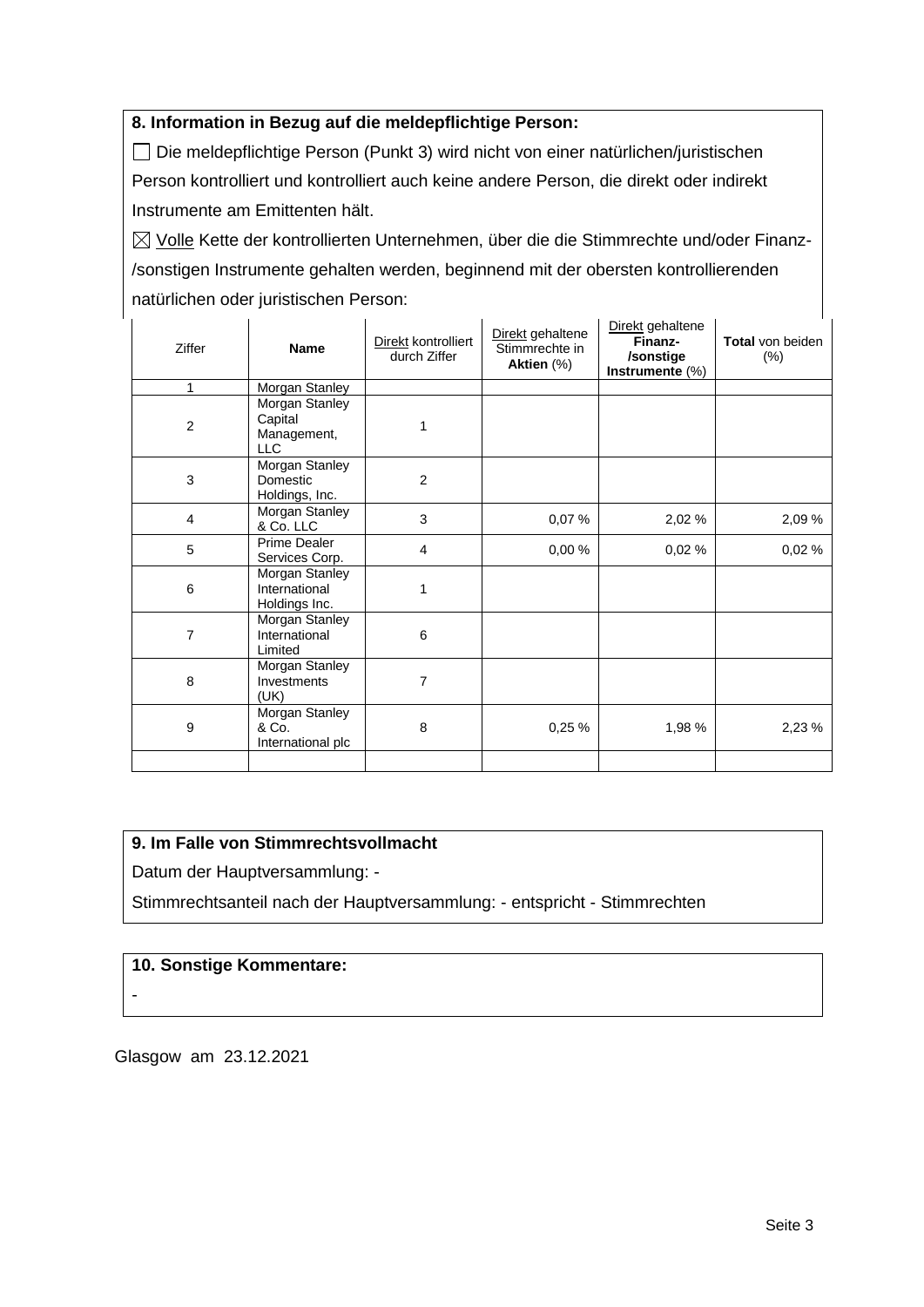### 8. Information in Bezug auf die meldepflichtige Person:

☐ Die meldepflichtige Person (Punkt 3) wird nicht von einer natürlichen/juristischen Person kontrolliert und kontrolliert auch keine andere Person, die direkt oder indirekt Instrumente am Emittenten hält.

☒ Volle Kette der kontrollierten Unternehmen, über die die Stimmrechte und/oder Finanz-/sonstigen Instrumente gehalten werden, beginnend mit der obersten kontrollierenden natürlichen oder juristischen Person:

| Ziffer | Name | Direkt kontrolliert durch Ziffer | Direkt gehaltene Stimmrechte in **Aktien** (%) | Direkt gehaltene **Finanz-/sonstige Instrumente** (%) | **Total** von beiden (%) |
|---|---|---|---|---|---|
| 1 | Morgan Stanley | | | | |
| 2 | Morgan Stanley Capital Management, LLC | 1 | | | |
| 3 | Morgan Stanley Domestic Holdings, Inc. | 2 | | | |
| 4 | Morgan Stanley & Co. LLC | 3 | 0,07 % | 2,02 % | 2,09 % |
| 5 | Prime Dealer Services Corp. | 4 | 0,00 % | 0,02 % | 0,02 % |
| 6 | Morgan Stanley International Holdings Inc. | 1 | | | |
| 7 | Morgan Stanley International Limited | 6 | | | |
| 8 | Morgan Stanley Investments (UK) | 7 | | | |
| 9 | Morgan Stanley & Co. International plc | 8 | 0,25 % | 1,98 % | 2,23 % |
| | | | | | |

### 9. Im Falle von Stimmrechtsvollmacht

Datum der Hauptversammlung: -

Stimmrechtsanteil nach der Hauptversammlung: - entspricht - Stimmrechten

### 10. Sonstige Kommentare:

-

Glasgow am 23.12.2021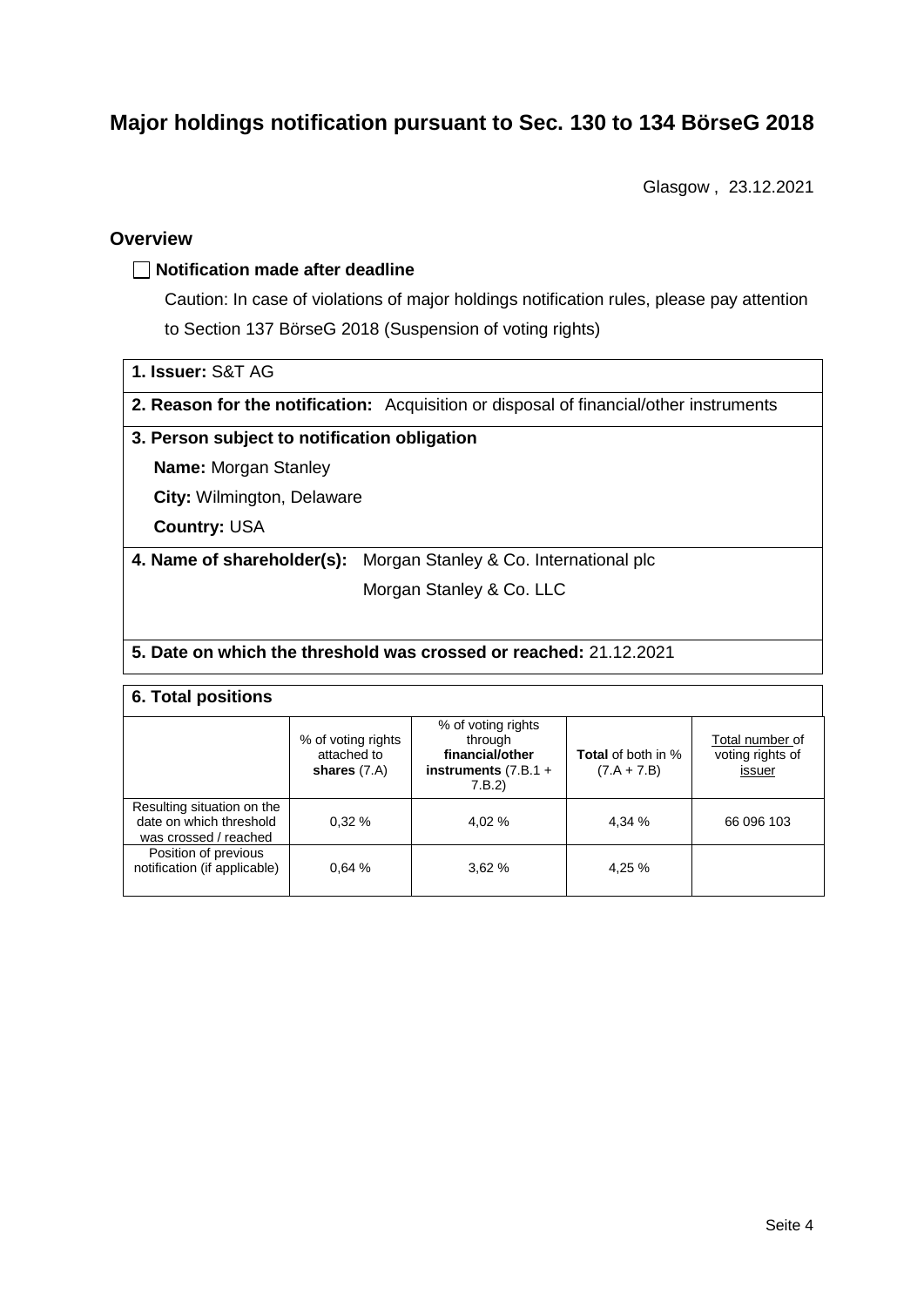# Major holdings notification pursuant to Sec. 130 to 134 BörseG 2018

Glasgow , 23.12.2021

## Overview

☐ **Notification made after deadline**

Caution: In case of violations of major holdings notification rules, please pay attention to Section 137 BörseG 2018 (Suspension of voting rights)

**1. Issuer:** S&T AG

**2. Reason for the notification:** Acquisition or disposal of financial/other instruments

**3. Person subject to notification obligation**

**Name:** Morgan Stanley

**City:** Wilmington, Delaware

**Country:** USA

**4. Name of shareholder(s):** Morgan Stanley & Co. International plc

Morgan Stanley & Co. LLC

**5. Date on which the threshold was crossed or reached:** 21.12.2021

**6. Total positions**

| | % of voting rights attached to **shares** (7.A) | % of voting rights through **financial/other instruments** (7.B.1 + 7.B.2) | **Total** of both in % (7.A + 7.B) | Total number of voting rights of issuer |
|---|---|---|---|---|
| Resulting situation on the date on which threshold was crossed / reached | 0,32 % | 4,02 % | 4,34 % | 66 096 103 |
| Position of previous notification (if applicable) | 0,64 % | 3,62 % | 4,25 % | |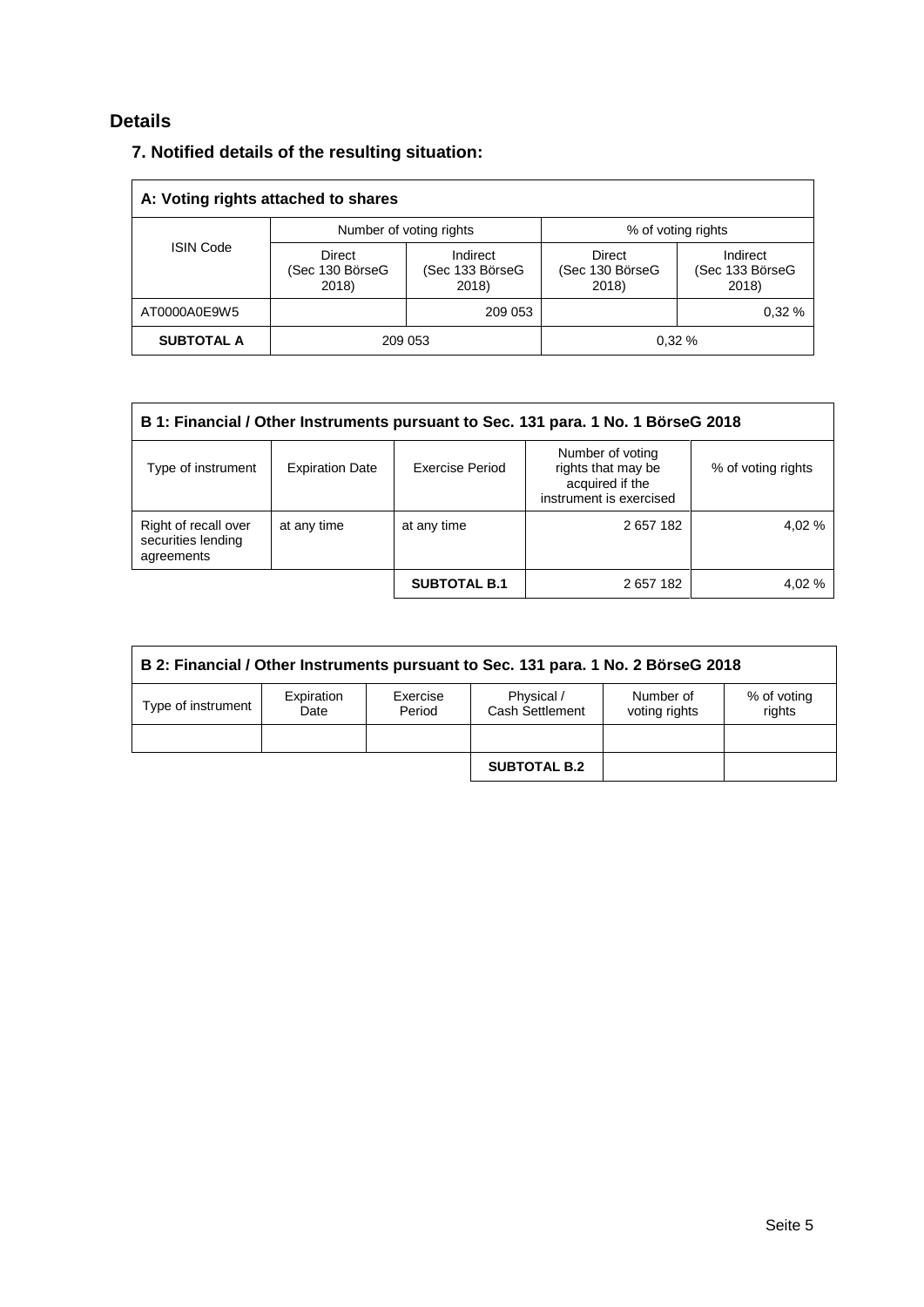## Details

### 7. Notified details of the resulting situation:

| A: Voting rights attached to shares | | | | |
|---|---|---|---|---|
| ISIN Code | Number of voting rights | | % of voting rights | |
| | Direct (Sec 130 BörseG 2018) | Indirect (Sec 133 BörseG 2018) | Direct (Sec 130 BörseG 2018) | Indirect (Sec 133 BörseG 2018) |
| AT0000A0E9W5 | | 209 053 | | 0,32 % |
| **SUBTOTAL A** | 209 053 | | 0,32 % | |

| B 1: Financial / Other Instruments pursuant to Sec. 131 para. 1 No. 1 BörseG 2018 | | | | |
|---|---|---|---|---|
| Type of instrument | Expiration Date | Exercise Period | Number of voting rights that may be acquired if the instrument is exercised | % of voting rights |
| Right of recall over securities lending agreements | at any time | at any time | 2 657 182 | 4,02 % |
| | | **SUBTOTAL B.1** | 2 657 182 | 4,02 % |

| B 2: Financial / Other Instruments pursuant to Sec. 131 para. 1 No. 2 BörseG 2018 | | | | | |
|---|---|---|---|---|---|
| Type of instrument | Expiration Date | Exercise Period | Physical / Cash Settlement | Number of voting rights | % of voting rights |
| | | | | | |
| | | | **SUBTOTAL B.2** | | |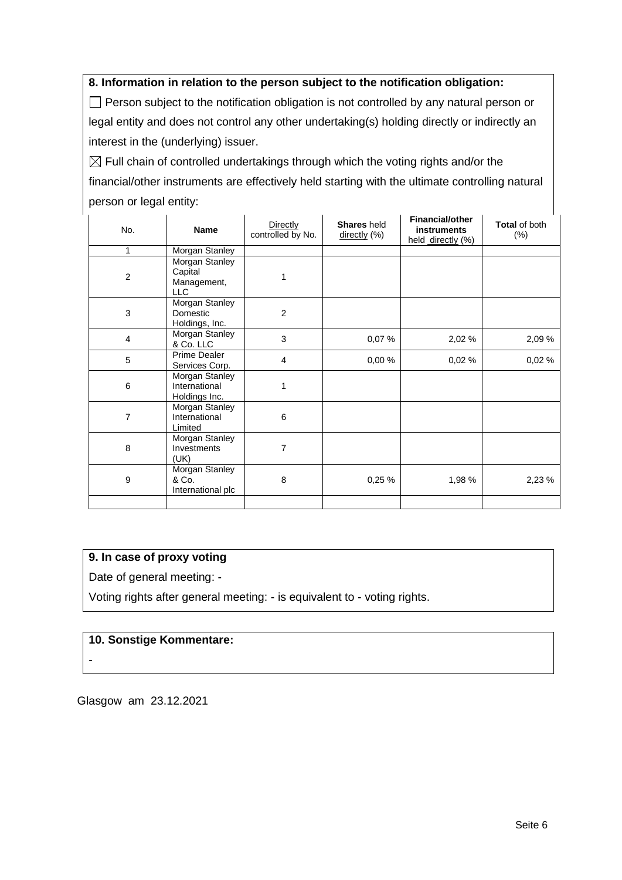**8. Information in relation to the person subject to the notification obligation:**

☐ Person subject to the notification obligation is not controlled by any natural person or legal entity and does not control any other undertaking(s) holding directly or indirectly an interest in the (underlying) issuer.

☒ Full chain of controlled undertakings through which the voting rights and/or the financial/other instruments are effectively held starting with the ultimate controlling natural person or legal entity:

| No. | Name | Directly controlled by No. | Shares held directly (%) | Financial/other instruments held directly (%) | Total of both (%) |
|---|---|---|---|---|---|
| 1 | Morgan Stanley | | | | |
| 2 | Morgan Stanley Capital Management, LLC | 1 | | | |
| 3 | Morgan Stanley Domestic Holdings, Inc. | 2 | | | |
| 4 | Morgan Stanley & Co. LLC | 3 | 0,07 % | 2,02 % | 2,09 % |
| 5 | Prime Dealer Services Corp. | 4 | 0,00 % | 0,02 % | 0,02 % |
| 6 | Morgan Stanley International Holdings Inc. | 1 | | | |
| 7 | Morgan Stanley International Limited | 6 | | | |
| 8 | Morgan Stanley Investments (UK) | 7 | | | |
| 9 | Morgan Stanley & Co. International plc | 8 | 0,25 % | 1,98 % | 2,23 % |
| | | | | | |

**9. In case of proxy voting**

Date of general meeting: -

Voting rights after general meeting: - is equivalent to - voting rights.

**10. Sonstige Kommentare:**

-

Glasgow am 23.12.2021